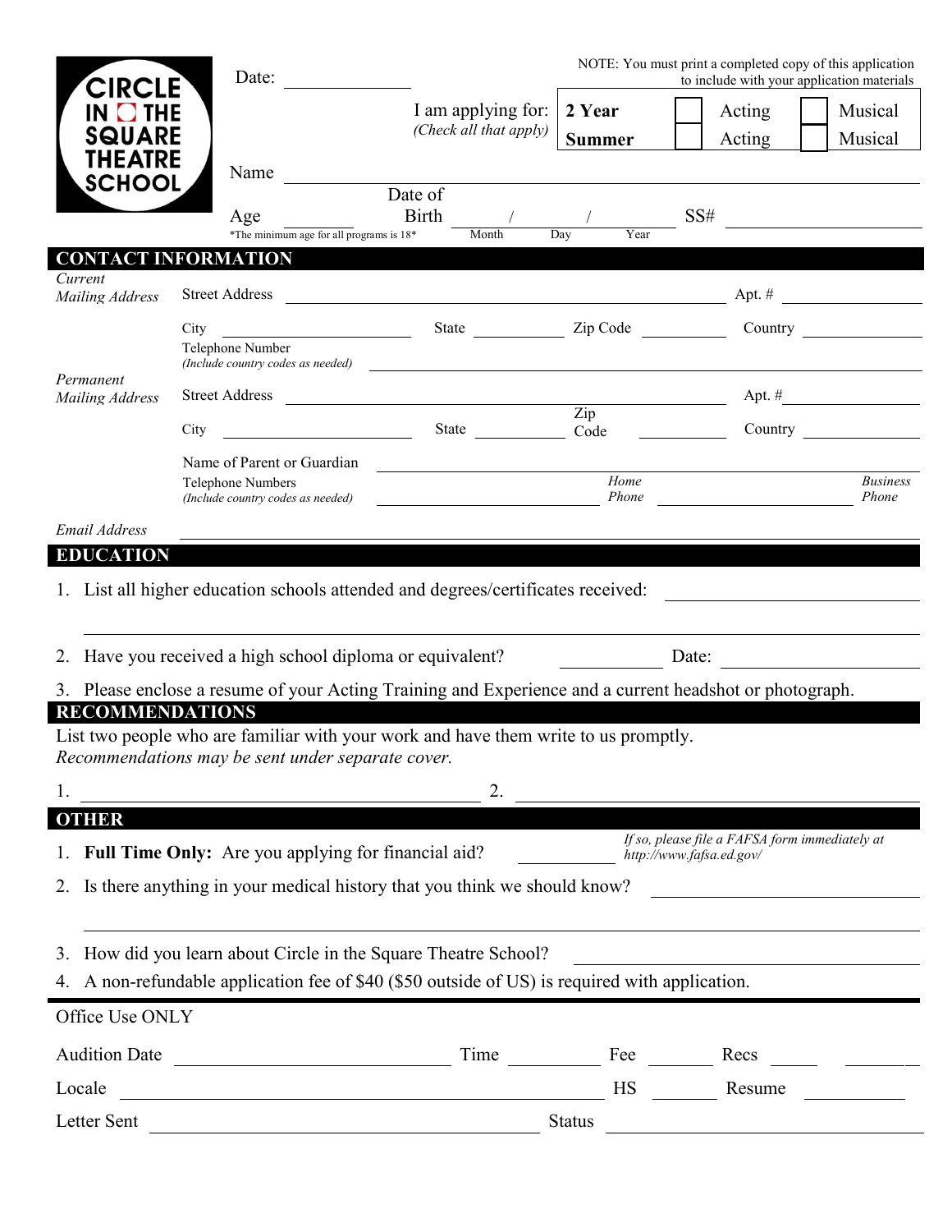# CIRCLE IN THE SQUARE THEATRE SCHOOL

NOTE: You must print a completed copy of this application to include with your application materials

Date: ______________

I am applying for: *(Check all that apply)*

| | | | | |
|---|---|---|---|---|
| **2 Year** | ☐ | Acting | ☐ | Musical |
| **Summer** | ☐ | Acting | ☐ | Musical |

Name ______________________________________________

Age ________ Date of Birth ______ / ______ / ______ (Month / Day / Year) SS# ______________

*The minimum age for all programs is 18*

## CONTACT INFORMATION

*Current Mailing Address*

Street Address ______________________________________________ Apt. # ________

City ____________________ State __________ Zip Code __________ Country __________

Telephone Number *(Include country codes as needed)* ______________________________________________

*Permanent Mailing Address*

Street Address ______________________________________________ Apt. # ________

City ____________________ State __________ Zip Code __________ Country __________

Name of Parent or Guardian ______________________________________________

Telephone Numbers *(Include country codes as needed)* ____________________ *Home Phone* ____________________ *Business Phone*

*Email Address* ______________________________________________

## EDUCATION

1. List all higher education schools attended and degrees/certificates received: ______________________________________________

2. Have you received a high school diploma or equivalent? __________ Date: __________

3. Please enclose a resume of your Acting Training and Experience and a current headshot or photograph.

## RECOMMENDATIONS

List two people who are familiar with your work and have them write to us promptly.
*Recommendations may be sent under separate cover.*

1. ______________________________ 2. ______________________________

## OTHER

1. **Full Time Only:** Are you applying for financial aid? __________ *If so, please file a FAFSA form immediately at http://www.fafsa.ed.gov/*

2. Is there anything in your medical history that you think we should know? ______________________________________________

3. How did you learn about Circle in the Square Theatre School? ______________________________

4. A non-refundable application fee of $40 ($50 outside of US) is required with application.

---

Office Use ONLY

Audition Date ____________________ Time __________ Fee __________ Recs __________ __________

Locale ______________________________ HS __________ Resume __________

Letter Sent ____________________ Status ____________________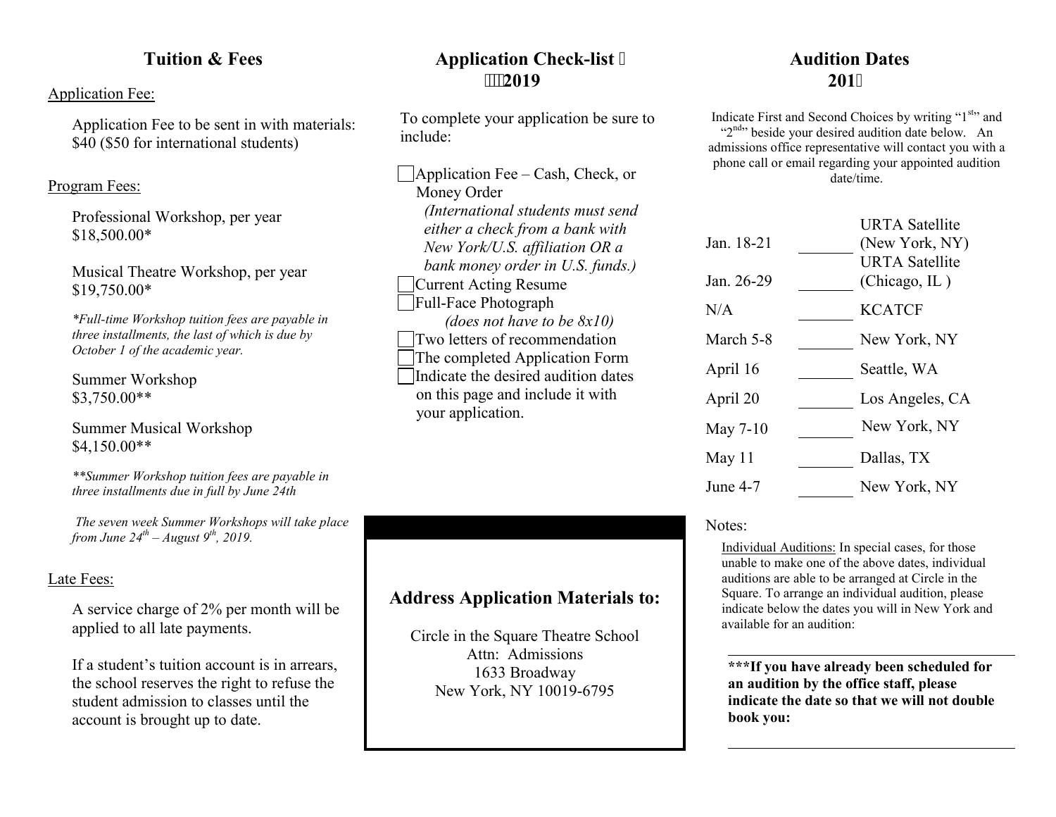## Tuition & Fees

Application Fee:

Application Fee to be sent in with materials: $40 ($50 for international students)

Program Fees:

Professional Workshop, per year
$18,500.00*

Musical Theatre Workshop, per year
$19,750.00*

*\*Full-time Workshop tuition fees are payable in three installments, the last of which is due by October 1 of the academic year.*

Summer Workshop
$3,750.00**

Summer Musical Workshop
$4,150.00**

*\*\*Summer Workshop tuition fees are payable in three installments due in full by June 24th*

*The seven week Summer Workshops will take place from June 24th – August 9th, 2019.*

Late Fees:

A service charge of 2% per month will be applied to all late payments.

If a student's tuition account is in arrears, the school reserves the right to refuse the student admission to classes until the account is brought up to date.

## Application Check-list 2019

To complete your application be sure to include:

- ☐ Application Fee – Cash, Check, or Money Order
  *(International students must send either a check from a bank with New York/U.S. affiliation OR a bank money order in U.S. funds.)*
- ☐ Current Acting Resume
- ☐ Full-Face Photograph
  *(does not have to be 8x10)*
- ☐ Two letters of recommendation
- ☐ The completed Application Form
- ☐ Indicate the desired audition dates on this page and include it with your application.

### Address Application Materials to:

Circle in the Square Theatre School
Attn: Admissions
1633 Broadway
New York, NY 10019-6795

## Audition Dates 201

Indicate First and Second Choices by writing "1st" and "2nd" beside your desired audition date below. An admissions office representative will contact you with a phone call or email regarding your appointed audition date/time.

| | | |
|---|---|---|
| Jan. 18-21 | _______ | URTA Satellite (New York, NY) |
| Jan. 26-29 | _______ | URTA Satellite (Chicago, IL ) |
| N/A | _______ | KCATCF |
| March 5-8 | _______ | New York, NY |
| April 16 | _______ | Seattle, WA |
| April 20 | _______ | Los Angeles, CA |
| May 7-10 | _______ | New York, NY |
| May 11 | _______ | Dallas, TX |
| June 4-7 | _______ | New York, NY |

Notes:

Individual Auditions: In special cases, for those unable to make one of the above dates, individual auditions are able to be arranged at Circle in the Square. To arrange an individual audition, please indicate below the dates you will in New York and available for an audition:

______________________________

**\*\*\*If you have already been scheduled for an audition by the office staff, please indicate the date so that we will not double book you:**

______________________________